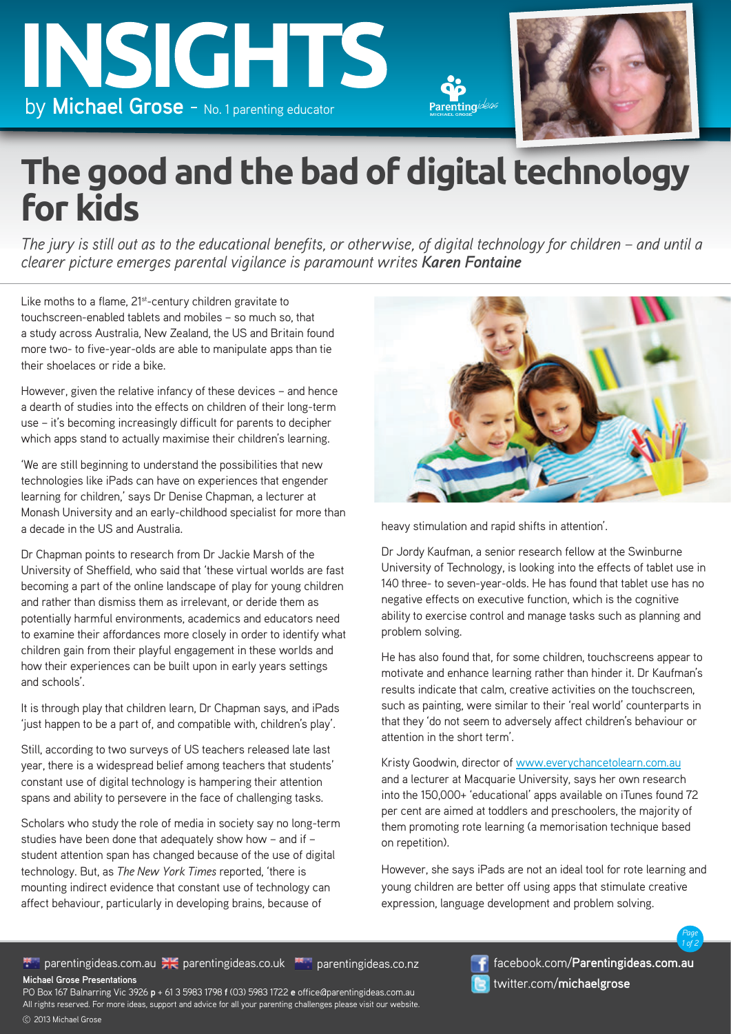# INSIGHTS

by **Michael Grose** - No. 1 parenting educator

# The good and the bad of digital technology for kids

*The jury is still out as to the educational benefits, or otherwise, of digital technology for children – and until a clearer picture emerges parental vigilance is paramount writes **Karen Fontaine***

Like moths to a flame, 21st-century children gravitate to touchscreen-enabled tablets and mobiles – so much so, that a study across Australia, New Zealand, the US and Britain found more two- to five-year-olds are able to manipulate apps than tie their shoelaces or ride a bike.

However, given the relative infancy of these devices – and hence a dearth of studies into the effects on children of their long-term use – it's becoming increasingly difficult for parents to decipher which apps stand to actually maximise their children's learning.

'We are still beginning to understand the possibilities that new technologies like iPads can have on experiences that engender learning for children,' says Dr Denise Chapman, a lecturer at Monash University and an early-childhood specialist for more than a decade in the US and Australia.

Dr Chapman points to research from Dr Jackie Marsh of the University of Sheffield, who said that 'these virtual worlds are fast becoming a part of the online landscape of play for young children and rather than dismiss them as irrelevant, or deride them as potentially harmful environments, academics and educators need to examine their affordances more closely in order to identify what children gain from their playful engagement in these worlds and how their experiences can be built upon in early years settings and schools'.

It is through play that children learn, Dr Chapman says, and iPads 'just happen to be a part of, and compatible with, children's play'.

Still, according to two surveys of US teachers released late last year, there is a widespread belief among teachers that students' constant use of digital technology is hampering their attention spans and ability to persevere in the face of challenging tasks.

Scholars who study the role of media in society say no long-term studies have been done that adequately show how – and if – student attention span has changed because of the use of digital technology. But, as *The New York Times* reported, 'there is mounting indirect evidence that constant use of technology can affect behaviour, particularly in developing brains, because of heavy stimulation and rapid shifts in attention'.

Dr Jordy Kaufman, a senior research fellow at the Swinburne University of Technology, is looking into the effects of tablet use in 140 three- to seven-year-olds. He has found that tablet use has no negative effects on executive function, which is the cognitive ability to exercise control and manage tasks such as planning and problem solving.

He has also found that, for some children, touchscreens appear to motivate and enhance learning rather than hinder it. Dr Kaufman's results indicate that calm, creative activities on the touchscreen, such as painting, were similar to their 'real world' counterparts in that they 'do not seem to adversely affect children's behaviour or attention in the short term'.

Kristy Goodwin, director of www.everychancetolearn.com.au and a lecturer at Macquarie University, says her own research into the 150,000+ 'educational' apps available on iTunes found 72 per cent are aimed at toddlers and preschoolers, the majority of them promoting rote learning (a memorisation technique based on repetition).

However, she says iPads are not an ideal tool for rote learning and young children are better off using apps that stimulate creative expression, language development and problem solving.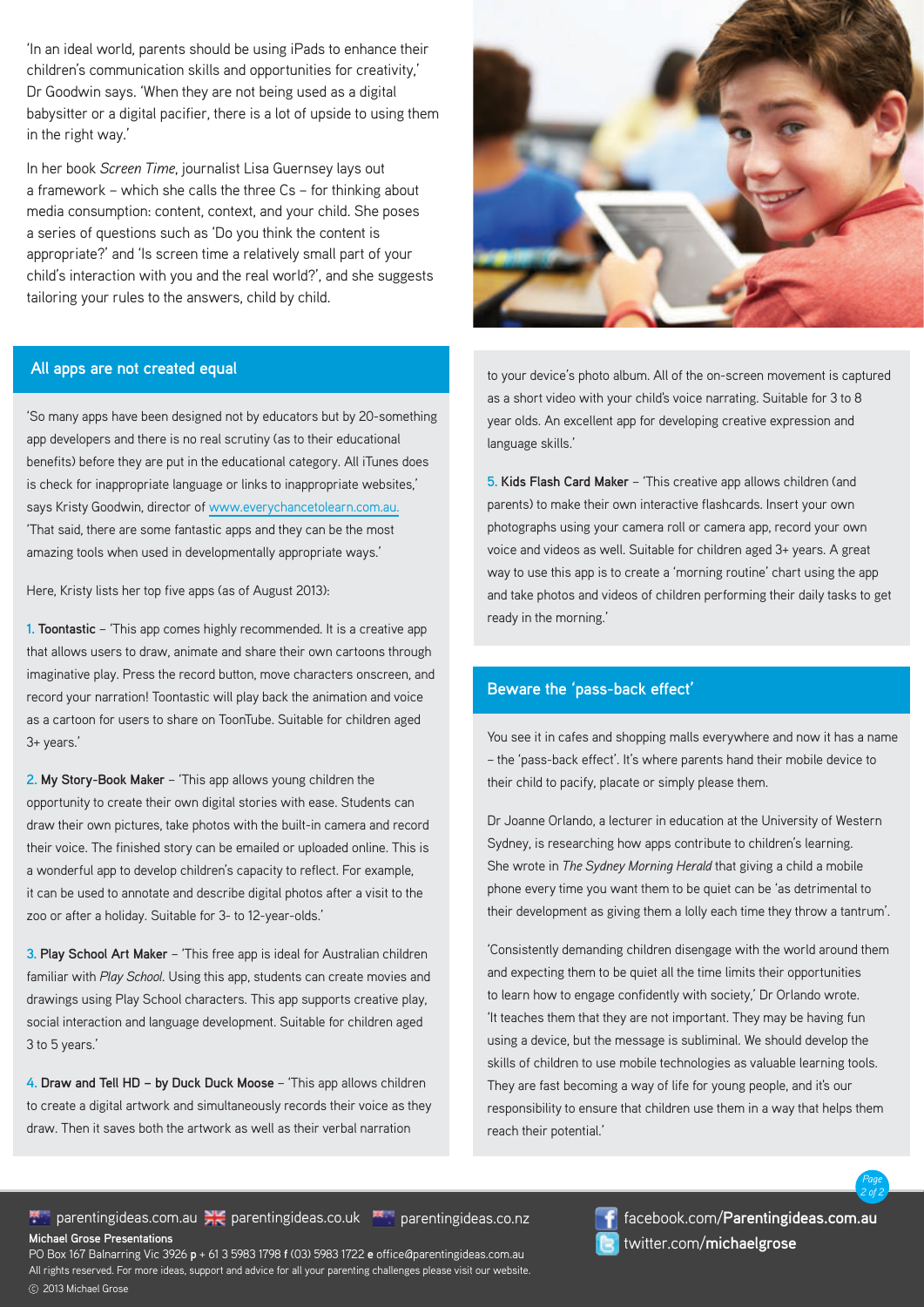'In an ideal world, parents should be using iPads to enhance their children's communication skills and opportunities for creativity,' Dr Goodwin says. 'When they are not being used as a digital babysitter or a digital pacifier, there is a lot of upside to using them in the right way.'

In her book *Screen Time*, journalist Lisa Guernsey lays out a framework – which she calls the three Cs – for thinking about media consumption: content, context, and your child. She poses a series of questions such as 'Do you think the content is appropriate?' and 'Is screen time a relatively small part of your child's interaction with you and the real world?', and she suggests tailoring your rules to the answers, child by child.

## All apps are not created equal

'So many apps have been designed not by educators but by 20-something app developers and there is no real scrutiny (as to their educational benefits) before they are put in the educational category. All iTunes does is check for inappropriate language or links to inappropriate websites,' says Kristy Goodwin, director of www.everychancetolearn.com.au. 'That said, there are some fantastic apps and they can be the most amazing tools when used in developmentally appropriate ways.'

Here, Kristy lists her top five apps (as of August 2013):

1. **Toontastic** – 'This app comes highly recommended. It is a creative app that allows users to draw, animate and share their own cartoons through imaginative play. Press the record button, move characters onscreen, and record your narration! Toontastic will play back the animation and voice as a cartoon for users to share on ToonTube. Suitable for children aged 3+ years.'

2. **My Story-Book Maker** – 'This app allows young children the opportunity to create their own digital stories with ease. Students can draw their own pictures, take photos with the built-in camera and record their voice. The finished story can be emailed or uploaded online. This is a wonderful app to develop children's capacity to reflect. For example, it can be used to annotate and describe digital photos after a visit to the zoo or after a holiday. Suitable for 3- to 12-year-olds.'

3. **Play School Art Maker** – 'This free app is ideal for Australian children familiar with *Play School*. Using this app, students can create movies and drawings using Play School characters. This app supports creative play, social interaction and language development. Suitable for children aged 3 to 5 years.'

4. **Draw and Tell HD – by Duck Duck Moose** – 'This app allows children to create a digital artwork and simultaneously records their voice as they draw. Then it saves both the artwork as well as their verbal narration to your device's photo album. All of the on-screen movement is captured as a short video with your child's voice narrating. Suitable for 3 to 8 year olds. An excellent app for developing creative expression and language skills.'

5. **Kids Flash Card Maker** – 'This creative app allows children (and parents) to make their own interactive flashcards. Insert your own photographs using your camera roll or camera app, record your own voice and videos as well. Suitable for children aged 3+ years. A great way to use this app is to create a 'morning routine' chart using the app and take photos and videos of children performing their daily tasks to get ready in the morning.'

## Beware the 'pass-back effect'

You see it in cafes and shopping malls everywhere and now it has a name – the 'pass-back effect'. It's where parents hand their mobile device to their child to pacify, placate or simply please them.

Dr Joanne Orlando, a lecturer in education at the University of Western Sydney, is researching how apps contribute to children's learning. She wrote in *The Sydney Morning Herald* that giving a child a mobile phone every time you want them to be quiet can be 'as detrimental to their development as giving them a lolly each time they throw a tantrum'.

'Consistently demanding children disengage with the world around them and expecting them to be quiet all the time limits their opportunities to learn how to engage confidently with society,' Dr Orlando wrote. 'It teaches them that they are not important. They may be having fun using a device, but the message is subliminal. We should develop the skills of children to use mobile technologies as valuable learning tools. They are fast becoming a way of life for young people, and it's our responsibility to ensure that children use them in a way that helps them reach their potential.'

parentingideas.com.au parentingideas.co.uk parentingideas.co.nz

**Michael Grose Presentations**
PO Box 167 Balnarring Vic 3926 **p** + 61 3 5983 1798 **f** (03) 5983 1722 **e** office@parentingideas.com.au
All rights reserved. For more ideas, support and advice for all your parenting challenges please visit our website.
© 2013 Michael Grose

facebook.com/**Parentingideas.com.au**
twitter.com/**michaelgrose**